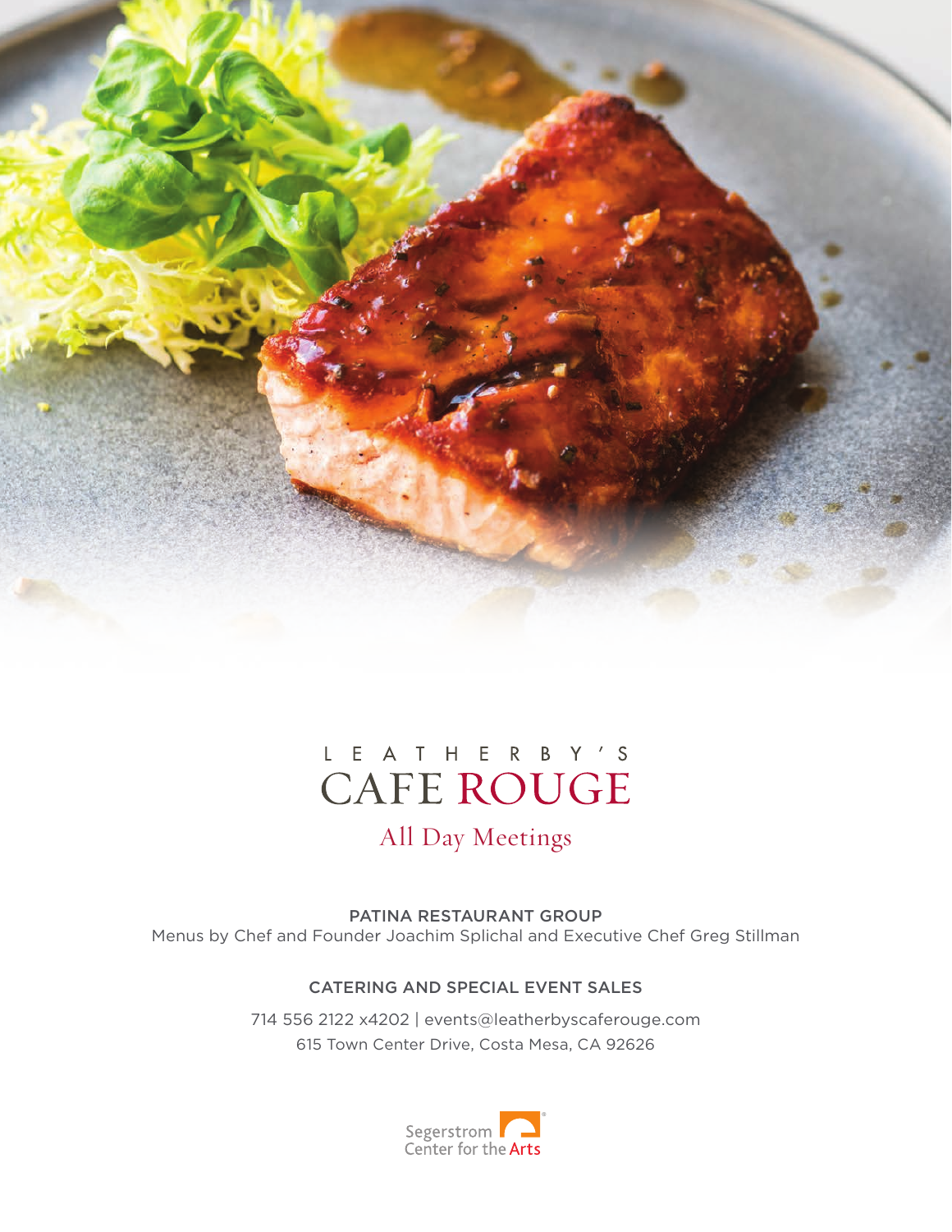# LEATHERBY'S CAFE ROUGE

## All Day Meetings

PATINA RESTAURANT GROUP

Menus by Chef and Founder Joachim Splichal and Executive Chef Greg Stillman

CATERING AND SPECIAL EVENT SALES

714 556 2122 x4202 | events@leatherbyscaferouge.com

615 Town Center Drive, Costa Mesa, CA 92626

Segerstrom Center for the Arts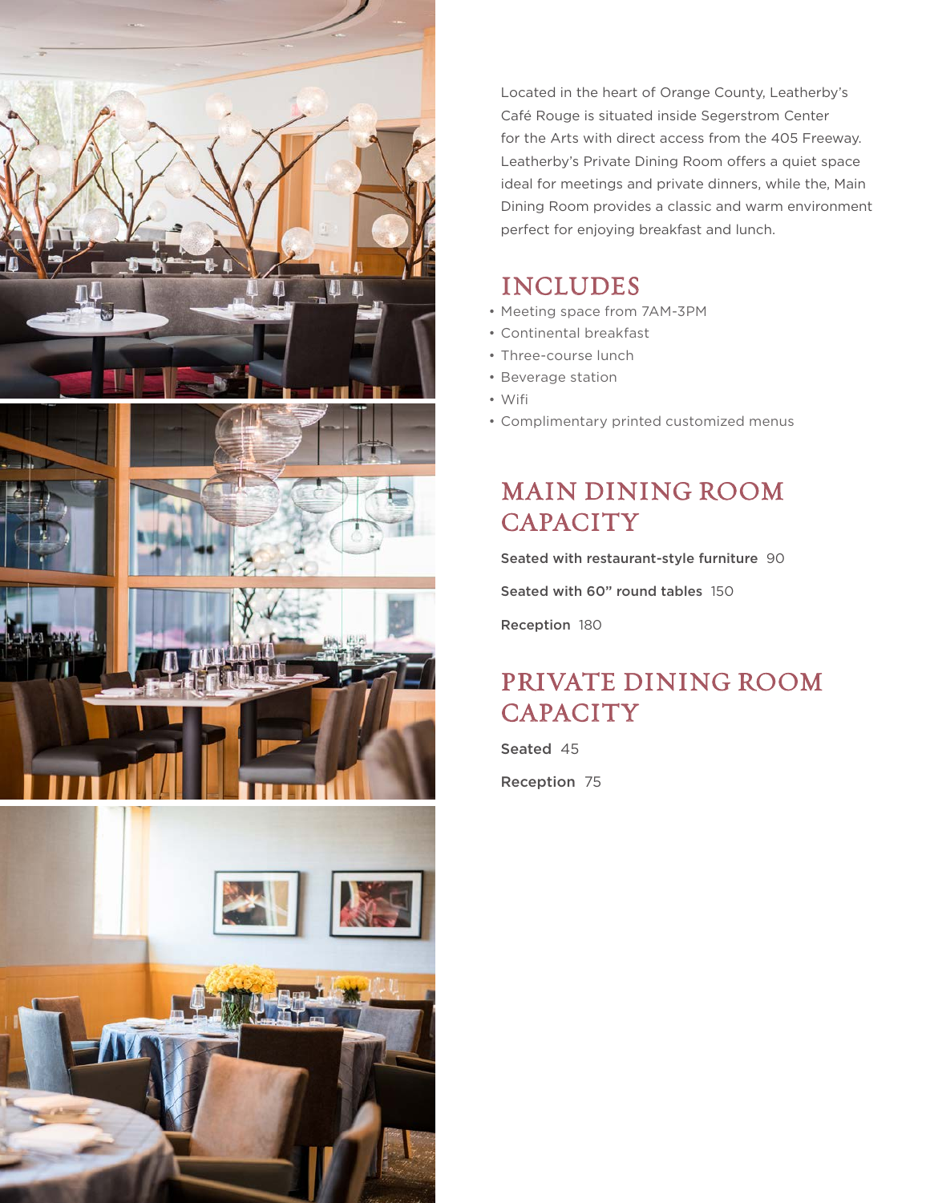Located in the heart of Orange County, Leatherby's Café Rouge is situated inside Segerstrom Center for the Arts with direct access from the 405 Freeway. Leatherby's Private Dining Room offers a quiet space ideal for meetings and private dinners, while the, Main Dining Room provides a classic and warm environment perfect for enjoying breakfast and lunch.

## INCLUDES

- Meeting space from 7AM-3PM
- Continental breakfast
- Three-course lunch
- Beverage station
- Wifi
- Complimentary printed customized menus

## MAIN DINING ROOM CAPACITY

**Seated with restaurant-style furniture** 90

**Seated with 60" round tables** 150

**Reception** 180

## PRIVATE DINING ROOM CAPACITY

**Seated** 45

**Reception** 75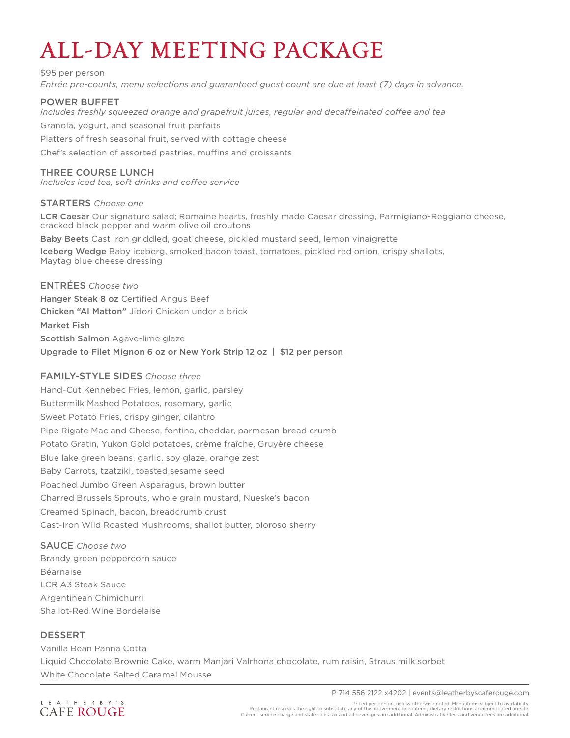# ALL-DAY MEETING PACKAGE

$95 per person

*Entrée pre-counts, menu selections and guaranteed guest count are due at least (7) days in advance.*

## POWER BUFFET

*Includes freshly squeezed orange and grapefruit juices, regular and decaffeinated coffee and tea*

Granola, yogurt, and seasonal fruit parfaits

Platters of fresh seasonal fruit, served with cottage cheese

Chef's selection of assorted pastries, muffins and croissants

## THREE COURSE LUNCH

*Includes iced tea, soft drinks and coffee service*

### STARTERS *Choose one*

**LCR Caesar** Our signature salad; Romaine hearts, freshly made Caesar dressing, Parmigiano-Reggiano cheese, cracked black pepper and warm olive oil croutons

**Baby Beets** Cast iron griddled, goat cheese, pickled mustard seed, lemon vinaigrette

**Iceberg Wedge** Baby iceberg, smoked bacon toast, tomatoes, pickled red onion, crispy shallots, Maytag blue cheese dressing

### ENTRÉES *Choose two*

**Hanger Steak 8 oz** Certified Angus Beef

**Chicken "Al Matton"** Jidori Chicken under a brick

**Market Fish**

**Scottish Salmon** Agave-lime glaze

**Upgrade to Filet Mignon 6 oz or New York Strip 12 oz | $12 per person**

### FAMILY-STYLE SIDES *Choose three*

Hand-Cut Kennebec Fries, lemon, garlic, parsley

Buttermilk Mashed Potatoes, rosemary, garlic

Sweet Potato Fries, crispy ginger, cilantro

Pipe Rigate Mac and Cheese, fontina, cheddar, parmesan bread crumb

Potato Gratin, Yukon Gold potatoes, crème fraîche, Gruyère cheese

Blue lake green beans, garlic, soy glaze, orange zest

Baby Carrots, tzatziki, toasted sesame seed

Poached Jumbo Green Asparagus, brown butter

Charred Brussels Sprouts, whole grain mustard, Nueske's bacon

Creamed Spinach, bacon, breadcrumb crust

Cast-Iron Wild Roasted Mushrooms, shallot butter, oloroso sherry

### SAUCE *Choose two*

Brandy green peppercorn sauce

Béarnaise

LCR A3 Steak Sauce

Argentinean Chimichurri

Shallot-Red Wine Bordelaise

### DESSERT

Vanilla Bean Panna Cotta

Liquid Chocolate Brownie Cake, warm Manjari Valrhona chocolate, rum raisin, Straus milk sorbet

White Chocolate Salted Caramel Mousse

---

LEATHERBY'S CAFE ROUGE

P 714 556 2122 x4202 | events@leatherbyscaferouge.com

Priced per person, unless otherwise noted. Menu items subject to availability.
Restaurant reserves the right to substitute any of the above-mentioned items, dietary restrictions accommodated on-site.
Current service charge and state sales tax and all beverages are additional. Administrative fees and venue fees are additional.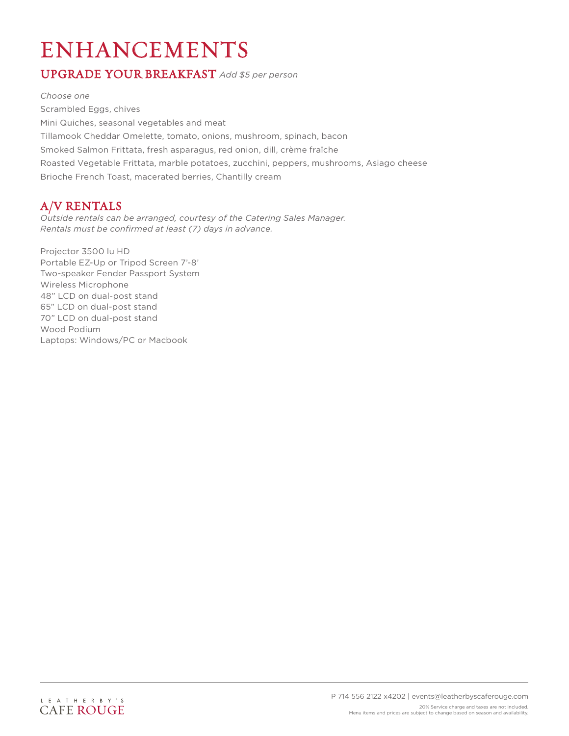# ENHANCEMENTS

## UPGRADE YOUR BREAKFAST *Add $5 per person*

*Choose one*

Scrambled Eggs, chives

Mini Quiches, seasonal vegetables and meat

Tillamook Cheddar Omelette, tomato, onions, mushroom, spinach, bacon

Smoked Salmon Frittata, fresh asparagus, red onion, dill, crème fraîche

Roasted Vegetable Frittata, marble potatoes, zucchini, peppers, mushrooms, Asiago cheese

Brioche French Toast, macerated berries, Chantilly cream

## A/V RENTALS

*Outside rentals can be arranged, courtesy of the Catering Sales Manager.*
*Rentals must be confirmed at least (7) days in advance.*

Projector 3500 lu HD
Portable EZ-Up or Tripod Screen 7'-8'
Two-speaker Fender Passport System
Wireless Microphone
48" LCD on dual-post stand
65" LCD on dual-post stand
70" LCD on dual-post stand
Wood Podium
Laptops: Windows/PC or Macbook